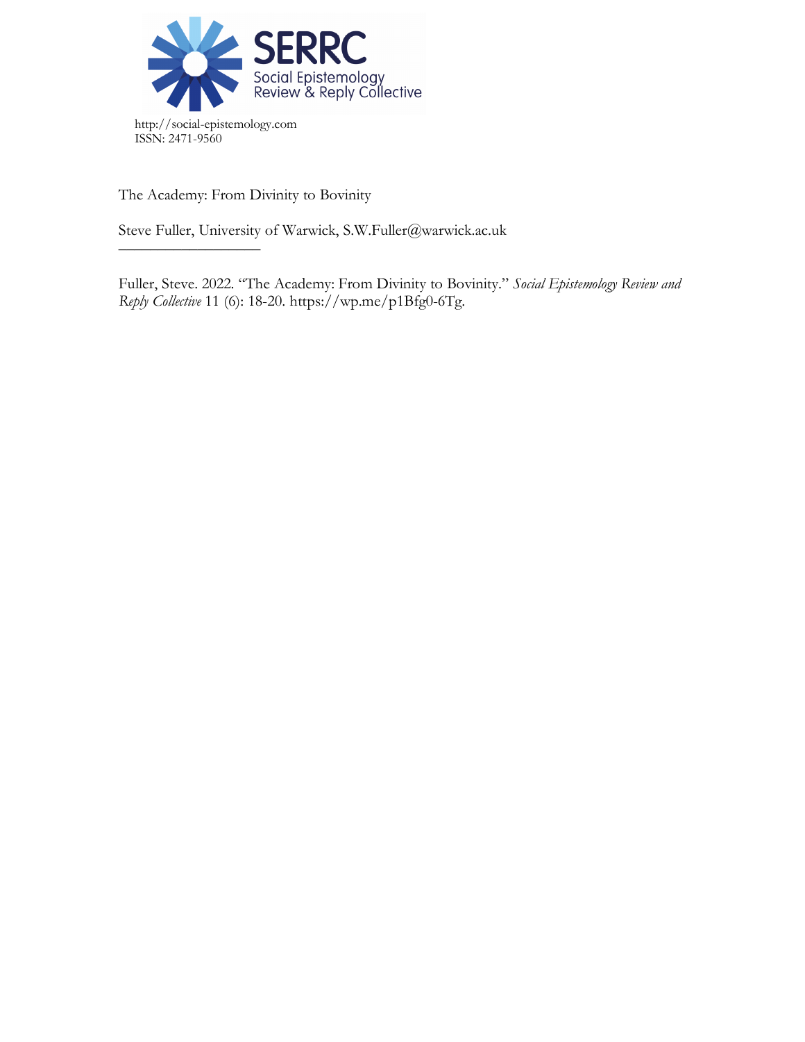SERRC
Social Epistemology Review & Reply Collective

http://social-epistemology.com
ISSN: 2471-9560

# The Academy: From Divinity to Bovinity

Steve Fuller, University of Warwick, S.W.Fuller@warwick.ac.uk

---

Fuller, Steve. 2022. "The Academy: From Divinity to Bovinity." *Social Epistemology Review and Reply Collective* 11 (6): 18-20. https://wp.me/p1Bfg0-6Tg.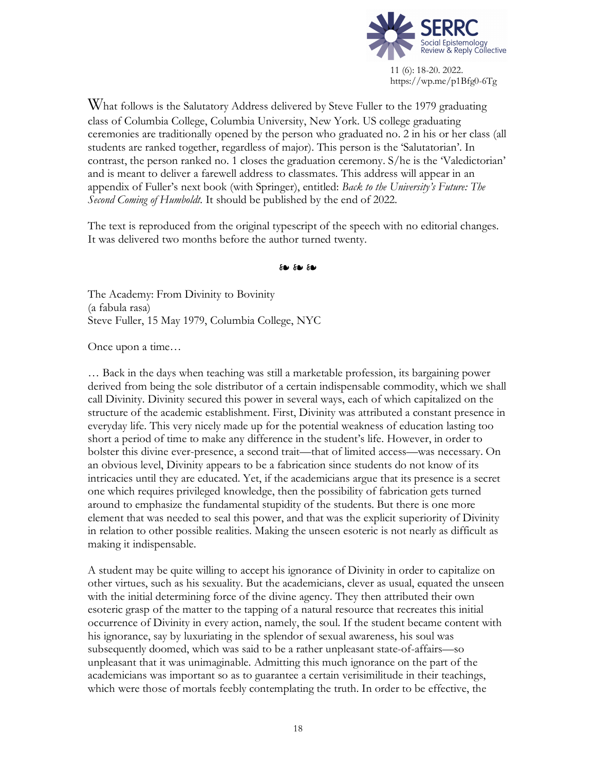What follows is the Salutatory Address delivered by Steve Fuller to the 1979 graduating class of Columbia College, Columbia University, New York. US college graduating ceremonies are traditionally opened by the person who graduated no. 2 in his or her class (all students are ranked together, regardless of major). This person is the 'Salutatorian'. In contrast, the person ranked no. 1 closes the graduation ceremony. S/he is the 'Valedictorian' and is meant to deliver a farewell address to classmates. This address will appear in an appendix of Fuller's next book (with Springer), entitled: *Back to the University's Future: The Second Coming of Humboldt.* It should be published by the end of 2022.

The text is reproduced from the original typescript of the speech with no editorial changes. It was delivered two months before the author turned twenty.

❧ ❧ ❧

The Academy: From Divinity to Bovinity
(a fabula rasa)
Steve Fuller, 15 May 1979, Columbia College, NYC

Once upon a time…

… Back in the days when teaching was still a marketable profession, its bargaining power derived from being the sole distributor of a certain indispensable commodity, which we shall call Divinity. Divinity secured this power in several ways, each of which capitalized on the structure of the academic establishment. First, Divinity was attributed a constant presence in everyday life. This very nicely made up for the potential weakness of education lasting too short a period of time to make any difference in the student's life. However, in order to bolster this divine ever-presence, a second trait—that of limited access—was necessary. On an obvious level, Divinity appears to be a fabrication since students do not know of its intricacies until they are educated. Yet, if the academicians argue that its presence is a secret one which requires privileged knowledge, then the possibility of fabrication gets turned around to emphasize the fundamental stupidity of the students. But there is one more element that was needed to seal this power, and that was the explicit superiority of Divinity in relation to other possible realities. Making the unseen esoteric is not nearly as difficult as making it indispensable.

A student may be quite willing to accept his ignorance of Divinity in order to capitalize on other virtues, such as his sexuality. But the academicians, clever as usual, equated the unseen with the initial determining force of the divine agency. They then attributed their own esoteric grasp of the matter to the tapping of a natural resource that recreates this initial occurrence of Divinity in every action, namely, the soul. If the student became content with his ignorance, say by luxuriating in the splendor of sexual awareness, his soul was subsequently doomed, which was said to be a rather unpleasant state-of-affairs—so unpleasant that it was unimaginable. Admitting this much ignorance on the part of the academicians was important so as to guarantee a certain verisimilitude in their teachings, which were those of mortals feebly contemplating the truth. In order to be effective, the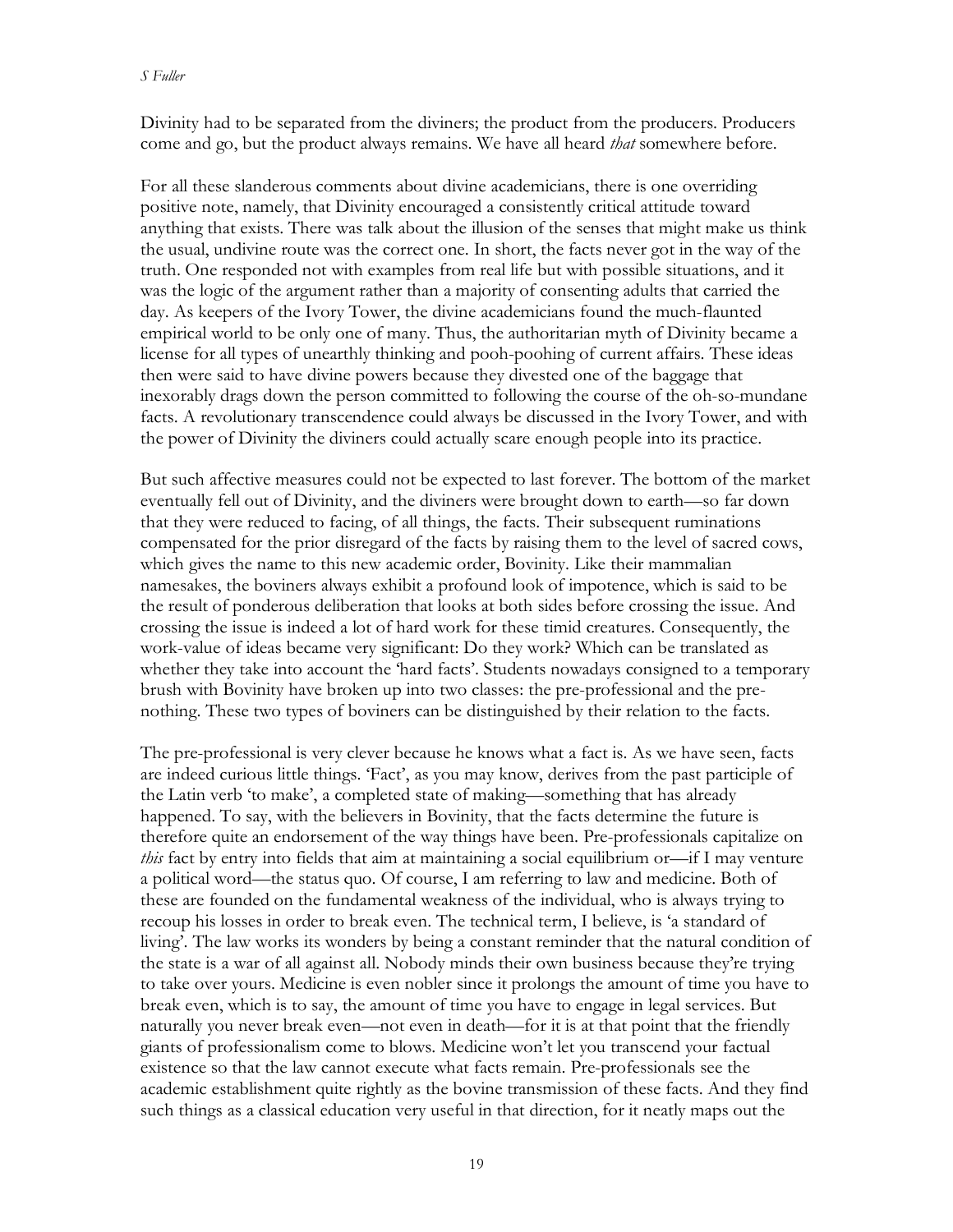Divinity had to be separated from the diviners; the product from the producers. Producers come and go, but the product always remains. We have all heard *that* somewhere before.

For all these slanderous comments about divine academicians, there is one overriding positive note, namely, that Divinity encouraged a consistently critical attitude toward anything that exists. There was talk about the illusion of the senses that might make us think the usual, undivine route was the correct one. In short, the facts never got in the way of the truth. One responded not with examples from real life but with possible situations, and it was the logic of the argument rather than a majority of consenting adults that carried the day. As keepers of the Ivory Tower, the divine academicians found the much-flaunted empirical world to be only one of many. Thus, the authoritarian myth of Divinity became a license for all types of unearthly thinking and pooh-poohing of current affairs. These ideas then were said to have divine powers because they divested one of the baggage that inexorably drags down the person committed to following the course of the oh-so-mundane facts. A revolutionary transcendence could always be discussed in the Ivory Tower, and with the power of Divinity the diviners could actually scare enough people into its practice.

But such affective measures could not be expected to last forever. The bottom of the market eventually fell out of Divinity, and the diviners were brought down to earth—so far down that they were reduced to facing, of all things, the facts. Their subsequent ruminations compensated for the prior disregard of the facts by raising them to the level of sacred cows, which gives the name to this new academic order, Bovinity. Like their mammalian namesakes, the boviners always exhibit a profound look of impotence, which is said to be the result of ponderous deliberation that looks at both sides before crossing the issue. And crossing the issue is indeed a lot of hard work for these timid creatures. Consequently, the work-value of ideas became very significant: Do they work? Which can be translated as whether they take into account the 'hard facts'. Students nowadays consigned to a temporary brush with Bovinity have broken up into two classes: the pre-professional and the pre-nothing. These two types of boviners can be distinguished by their relation to the facts.

The pre-professional is very clever because he knows what a fact is. As we have seen, facts are indeed curious little things. 'Fact', as you may know, derives from the past participle of the Latin verb 'to make', a completed state of making—something that has already happened. To say, with the believers in Bovinity, that the facts determine the future is therefore quite an endorsement of the way things have been. Pre-professionals capitalize on *this* fact by entry into fields that aim at maintaining a social equilibrium or—if I may venture a political word—the status quo. Of course, I am referring to law and medicine. Both of these are founded on the fundamental weakness of the individual, who is always trying to recoup his losses in order to break even. The technical term, I believe, is 'a standard of living'. The law works its wonders by being a constant reminder that the natural condition of the state is a war of all against all. Nobody minds their own business because they're trying to take over yours. Medicine is even nobler since it prolongs the amount of time you have to break even, which is to say, the amount of time you have to engage in legal services. But naturally you never break even—not even in death—for it is at that point that the friendly giants of professionalism come to blows. Medicine won't let you transcend your factual existence so that the law cannot execute what facts remain. Pre-professionals see the academic establishment quite rightly as the bovine transmission of these facts. And they find such things as a classical education very useful in that direction, for it neatly maps out the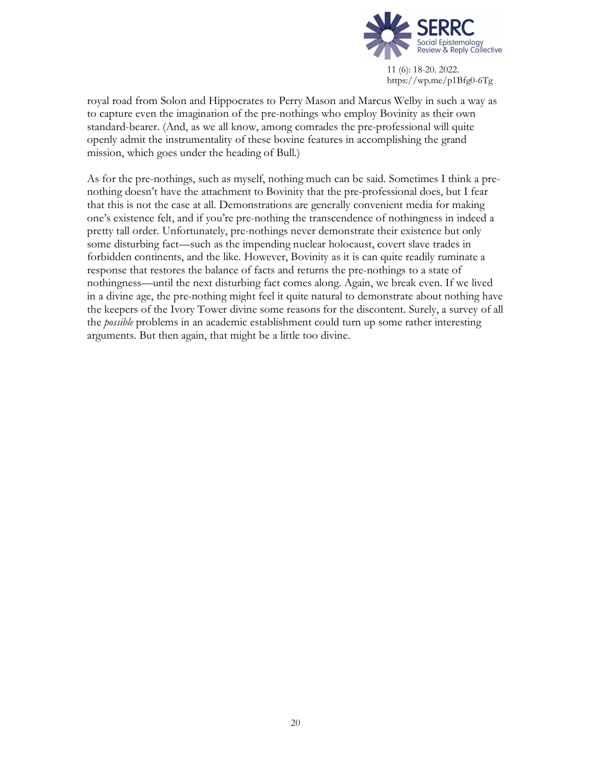royal road from Solon and Hippocrates to Perry Mason and Marcus Welby in such a way as to capture even the imagination of the pre-nothings who employ Bovinity as their own standard-bearer. (And, as we all know, among comrades the pre-professional will quite openly admit the instrumentality of these bovine features in accomplishing the grand mission, which goes under the heading of Bull.)

As for the pre-nothings, such as myself, nothing much can be said. Sometimes I think a pre-nothing doesn't have the attachment to Bovinity that the pre-professional does, but I fear that this is not the case at all. Demonstrations are generally convenient media for making one's existence felt, and if you're pre-nothing the transcendence of nothingness in indeed a pretty tall order. Unfortunately, pre-nothings never demonstrate their existence but only some disturbing fact—such as the impending nuclear holocaust, covert slave trades in forbidden continents, and the like. However, Bovinity as it is can quite readily ruminate a response that restores the balance of facts and returns the pre-nothings to a state of nothingness—until the next disturbing fact comes along. Again, we break even. If we lived in a divine age, the pre-nothing might feel it quite natural to demonstrate about nothing have the keepers of the Ivory Tower divine some reasons for the discontent. Surely, a survey of all the *possible* problems in an academic establishment could turn up some rather interesting arguments. But then again, that might be a little too divine.